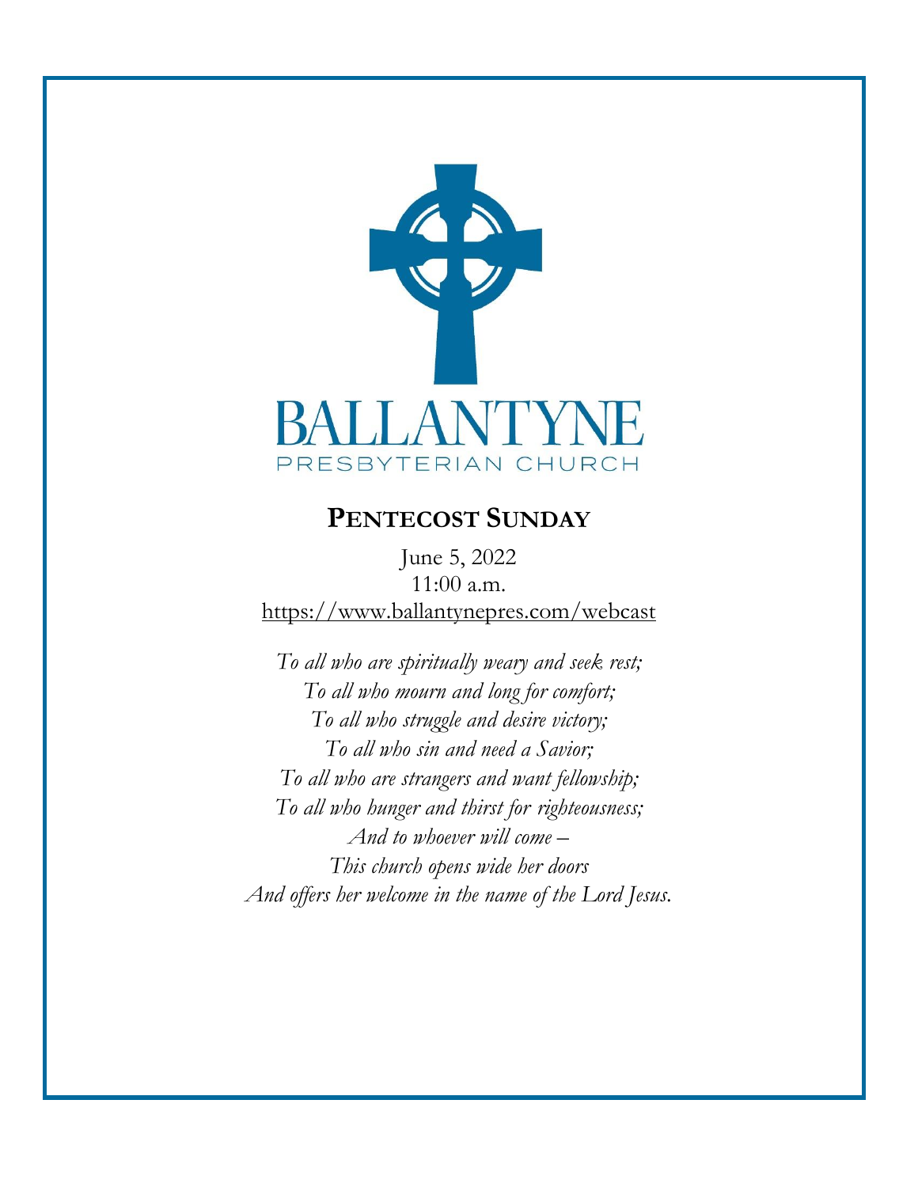BALLANTYNE

PRESBYTERIAN CHURCH

# PENTECOST SUNDAY

June 5, 2022

11:00 a.m.

https://www.ballantynepres.com/webcast

*To all who are spiritually weary and seek rest;*
*To all who mourn and long for comfort;*
*To all who struggle and desire victory;*
*To all who sin and need a Savior;*
*To all who are strangers and want fellowship;*
*To all who hunger and thirst for righteousness;*
*And to whoever will come –*
*This church opens wide her doors*
*And offers her welcome in the name of the Lord Jesus.*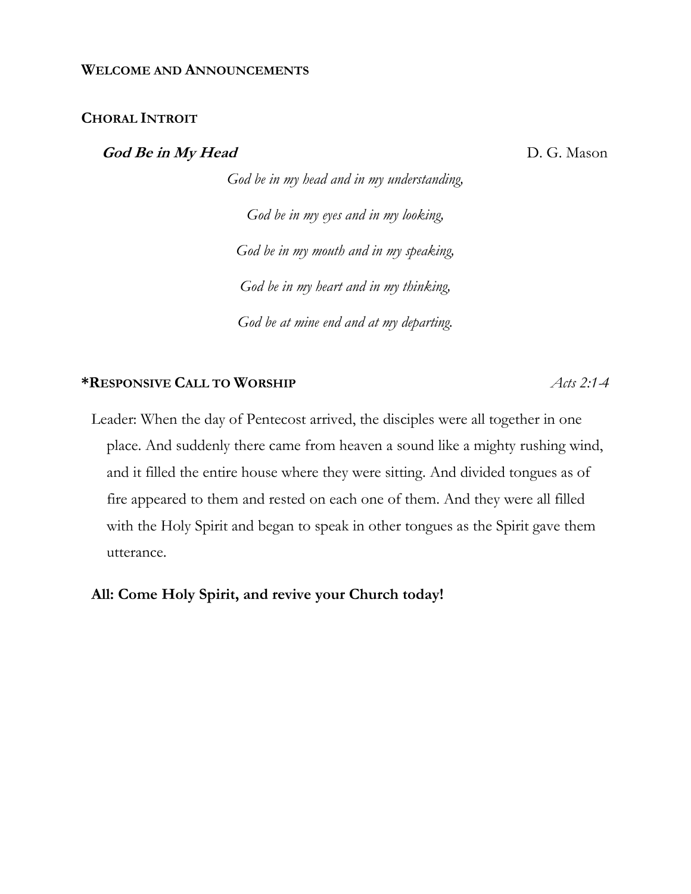## WELCOME AND ANNOUNCEMENTS

## CHORAL INTROIT

***God Be in My Head*** D. G. Mason

*God be in my head and in my understanding,*

*God be in my eyes and in my looking,*

*God be in my mouth and in my speaking,*

*God be in my heart and in my thinking,*

*God be at mine end and at my departing.*

## *RESPONSIVE CALL TO WORSHIP *Acts 2:1-4*

Leader: When the day of Pentecost arrived, the disciples were all together in one place. And suddenly there came from heaven a sound like a mighty rushing wind, and it filled the entire house where they were sitting. And divided tongues as of fire appeared to them and rested on each one of them. And they were all filled with the Holy Spirit and began to speak in other tongues as the Spirit gave them utterance.

**All: Come Holy Spirit, and revive your Church today!**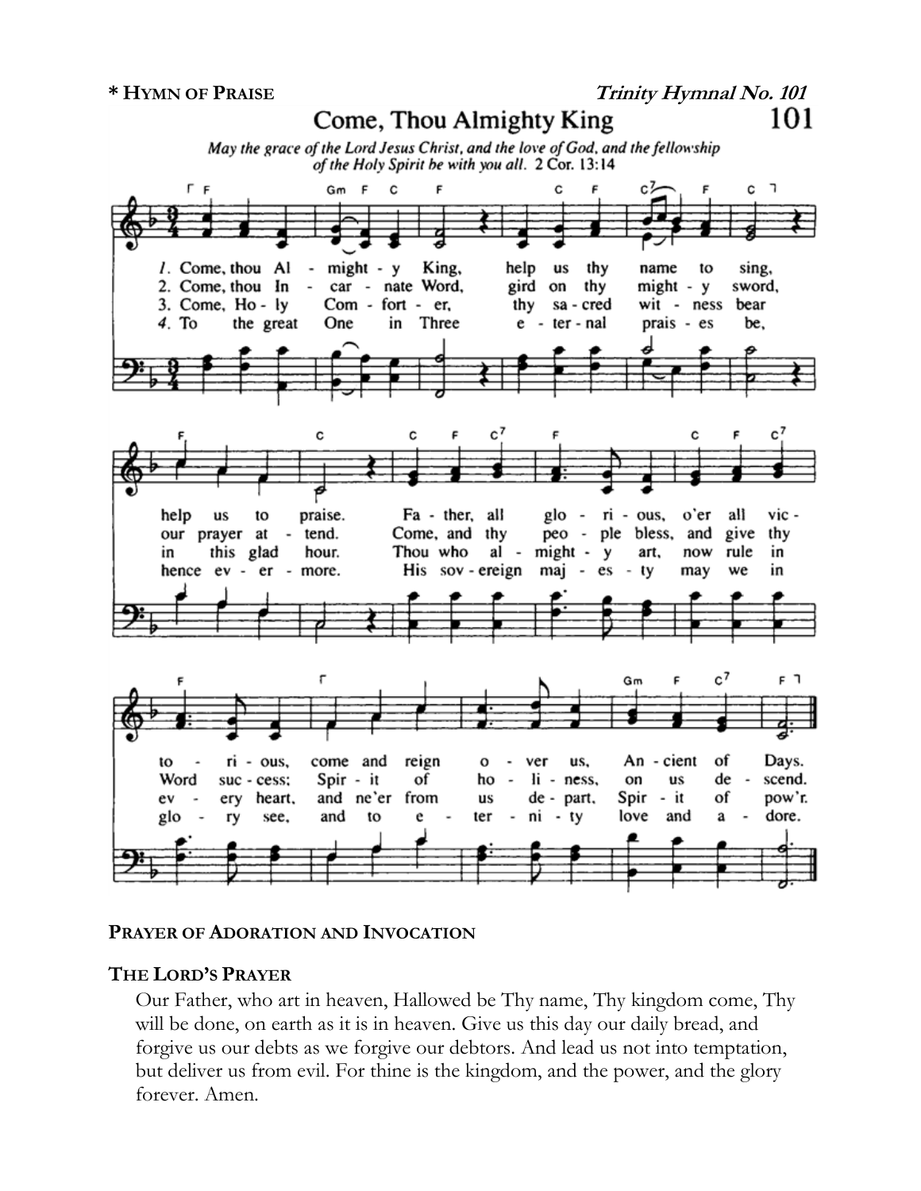**\* HYMN OF PRAISE** ***Trinity Hymnal No. 101***

## Come, Thou Almighty King

*May the grace of the Lord Jesus Christ, and the love of God, and the fellowship of the Holy Spirit be with you all.* 2 Cor. 13:14

1. Come, thou Almighty King, help us thy name to sing, help us to praise. Father, all glorious, o'er all victorious, come and reign over us, Ancient of Days.
2. Come, thou Incarnate Word, gird on thy mighty sword, our prayer attend. Come, and thy people bless, and give thy Word success; Spirit of holiness, on us descend.
3. Come, Holy Comforter, thy sacred witness bear in this glad hour. Thou who almighty art, now rule in every heart, and ne'er from us depart, Spirit of pow'r.
4. To the great One in Three eternal praises be, hence evermore. His sovereign majesty may we in glory see, and to eternity love and adore.

**PRAYER OF ADORATION AND INVOCATION**

**THE LORD'S PRAYER**

Our Father, who art in heaven, Hallowed be Thy name, Thy kingdom come, Thy will be done, on earth as it is in heaven. Give us this day our daily bread, and forgive us our debts as we forgive our debtors. And lead us not into temptation, but deliver us from evil. For thine is the kingdom, and the power, and the glory forever. Amen.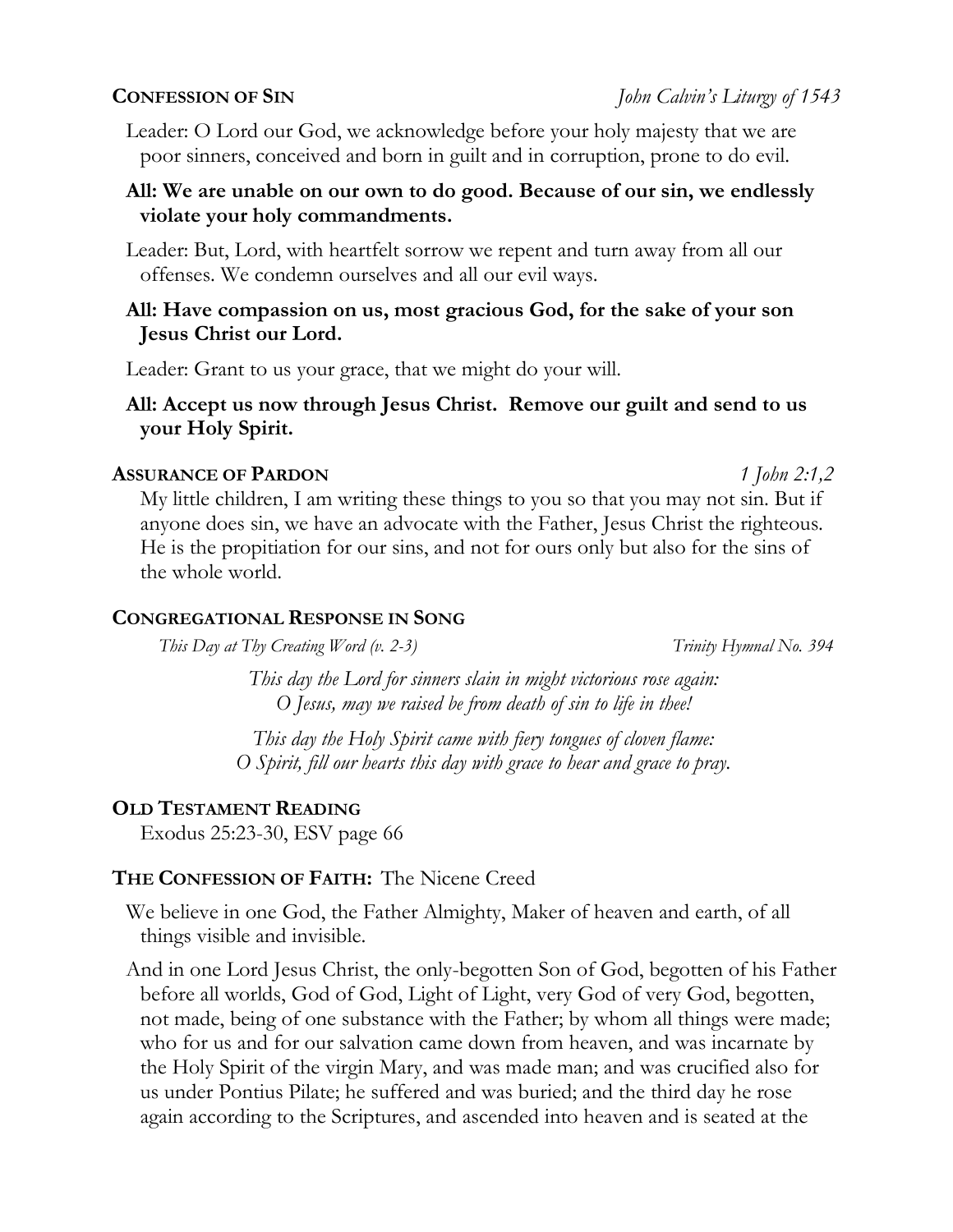**CONFESSION OF SIN** *John Calvin's Liturgy of 1543*

Leader: O Lord our God, we acknowledge before your holy majesty that we are poor sinners, conceived and born in guilt and in corruption, prone to do evil.

**All: We are unable on our own to do good. Because of our sin, we endlessly violate your holy commandments.**

Leader: But, Lord, with heartfelt sorrow we repent and turn away from all our offenses. We condemn ourselves and all our evil ways.

**All: Have compassion on us, most gracious God, for the sake of your son Jesus Christ our Lord.**

Leader: Grant to us your grace, that we might do your will.

**All: Accept us now through Jesus Christ. Remove our guilt and send to us your Holy Spirit.**

**ASSURANCE OF PARDON** *1 John 2:1,2*

My little children, I am writing these things to you so that you may not sin. But if anyone does sin, we have an advocate with the Father, Jesus Christ the righteous. He is the propitiation for our sins, and not for ours only but also for the sins of the whole world.

**CONGREGATIONAL RESPONSE IN SONG**

*This Day at Thy Creating Word (v. 2-3)* *Trinity Hymnal No. 394*

*This day the Lord for sinners slain in might victorious rose again:*
*O Jesus, may we raised be from death of sin to life in thee!*

*This day the Holy Spirit came with fiery tongues of cloven flame:*
*O Spirit, fill our hearts this day with grace to hear and grace to pray.*

**OLD TESTAMENT READING**

Exodus 25:23-30, ESV page 66

**THE CONFESSION OF FAITH:** The Nicene Creed

We believe in one God, the Father Almighty, Maker of heaven and earth, of all things visible and invisible.

And in one Lord Jesus Christ, the only-begotten Son of God, begotten of his Father before all worlds, God of God, Light of Light, very God of very God, begotten, not made, being of one substance with the Father; by whom all things were made; who for us and for our salvation came down from heaven, and was incarnate by the Holy Spirit of the virgin Mary, and was made man; and was crucified also for us under Pontius Pilate; he suffered and was buried; and the third day he rose again according to the Scriptures, and ascended into heaven and is seated at the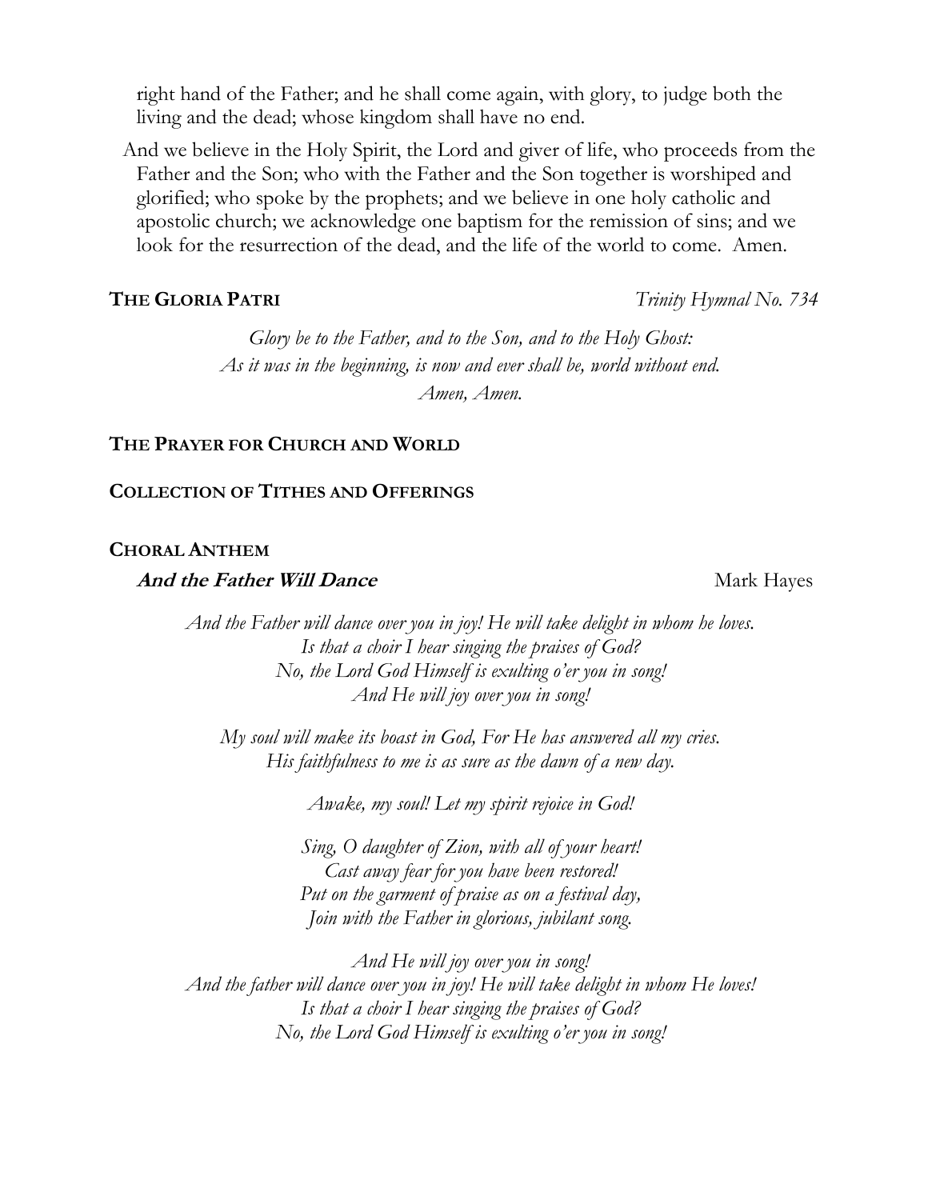right hand of the Father; and he shall come again, with glory, to judge both the living and the dead; whose kingdom shall have no end.

And we believe in the Holy Spirit, the Lord and giver of life, who proceeds from the Father and the Son; who with the Father and the Son together is worshiped and glorified; who spoke by the prophets; and we believe in one holy catholic and apostolic church; we acknowledge one baptism for the remission of sins; and we look for the resurrection of the dead, and the life of the world to come. Amen.

**THE GLORIA PATRI** *Trinity Hymnal No. 734*

*Glory be to the Father, and to the Son, and to the Holy Ghost:*
*As it was in the beginning, is now and ever shall be, world without end.*
*Amen, Amen.*

**THE PRAYER FOR CHURCH AND WORLD**

**COLLECTION OF TITHES AND OFFERINGS**

**CHORAL ANTHEM**

***And the Father Will Dance*** Mark Hayes

*And the Father will dance over you in joy! He will take delight in whom he loves.*
*Is that a choir I hear singing the praises of God?*
*No, the Lord God Himself is exulting o'er you in song!*
*And He will joy over you in song!*

*My soul will make its boast in God, For He has answered all my cries.*
*His faithfulness to me is as sure as the dawn of a new day.*

*Awake, my soul! Let my spirit rejoice in God!*

*Sing, O daughter of Zion, with all of your heart!*
*Cast away fear for you have been restored!*
*Put on the garment of praise as on a festival day,*
*Join with the Father in glorious, jubilant song.*

*And He will joy over you in song!*
*And the father will dance over you in joy! He will take delight in whom He loves!*
*Is that a choir I hear singing the praises of God?*
*No, the Lord God Himself is exulting o'er you in song!*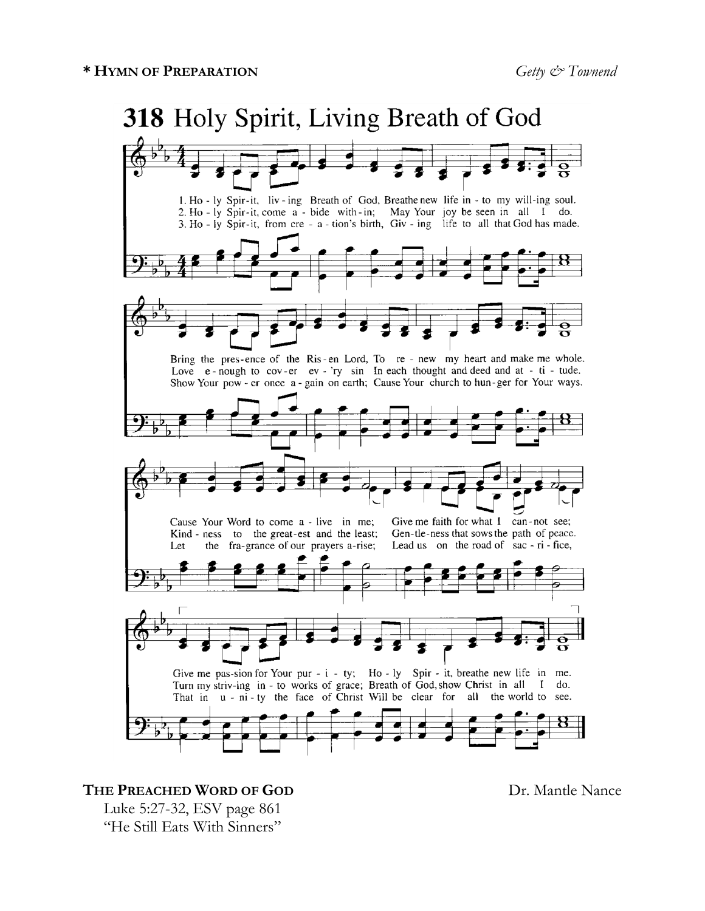**\* HYMN OF PREPARATION** *Getty & Townend*

# 318 Holy Spirit, Living Breath of God

1. Ho - ly Spir-it, liv - ing Breath of God, Breathe new life in - to my will-ing soul.
2. Ho - ly Spir-it, come a - bide with-in; May Your joy be seen in all I do.
3. Ho - ly Spir-it, from cre - a - tion's birth, Giv - ing life to all that God has made.

Bring the pres-ence of the Ris - en Lord, To re - new my heart and make me whole.
Love e - nough to cov - er ev - 'ry sin In each thought and deed and at - ti - tude.
Show Your pow - er once a - gain on earth; Cause Your church to hun - ger for Your ways.

Cause Your Word to come a - live in me; Give me faith for what I can - not see;
Kind - ness to the great-est and the least; Gen-tle-ness that sows the path of peace.
Let the fra-grance of our prayers a-rise; Lead us on the road of sac - ri - fice,

Give me pas-sion for Your pur - i - ty; Ho - ly Spir - it, breathe new life in me.
Turn my striv-ing in - to works of grace; Breath of God, show Christ in all I do.
That in u - ni - ty the face of Christ Will be clear for all the world to see.

**THE PREACHED WORD OF GOD** Dr. Mantle Nance

Luke 5:27-32, ESV page 861

"He Still Eats With Sinners"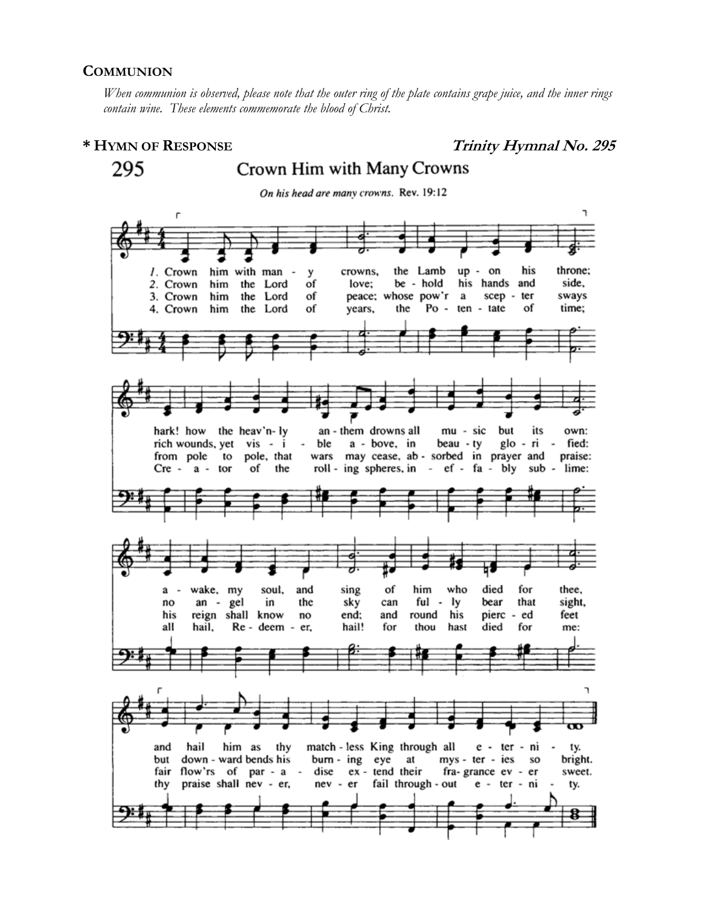## COMMUNION

*When communion is observed, please note that the outer ring of the plate contains grape juice, and the inner rings contain wine. These elements commemorate the blood of Christ.*

## * HYMN OF RESPONSE

***Trinity Hymnal No. 295***

295

### Crown Him with Many Crowns

*On his head are many crowns.* Rev. 19:12

1. Crown him with many crowns, the Lamb upon his throne; hark! how the heav'nly anthem drowns all music but its own: awake, my soul, and sing of him who died for thee, and hail him as thy matchless King through all eternity.

2. Crown him the Lord of love; behold his hands and side, rich wounds, yet visible above, in beauty glorified: no angel in the sky can fully bear that sight, but downward bends his burning eye at mysteries so bright.

3. Crown him the Lord of peace; whose pow'r a scepter sways from pole to pole, that wars may cease, absorbed in prayer and praise: his reign shall know no end; and round his pierced feet fair flow'rs of paradise extend their fragrance ever sweet.

4. Crown him the Lord of years, the Potentate of time; Creator of the rolling spheres, ineffably sublime: all hail, Redeemer, hail! for thou hast died for me: thy praise shall never, never fail throughout eternity.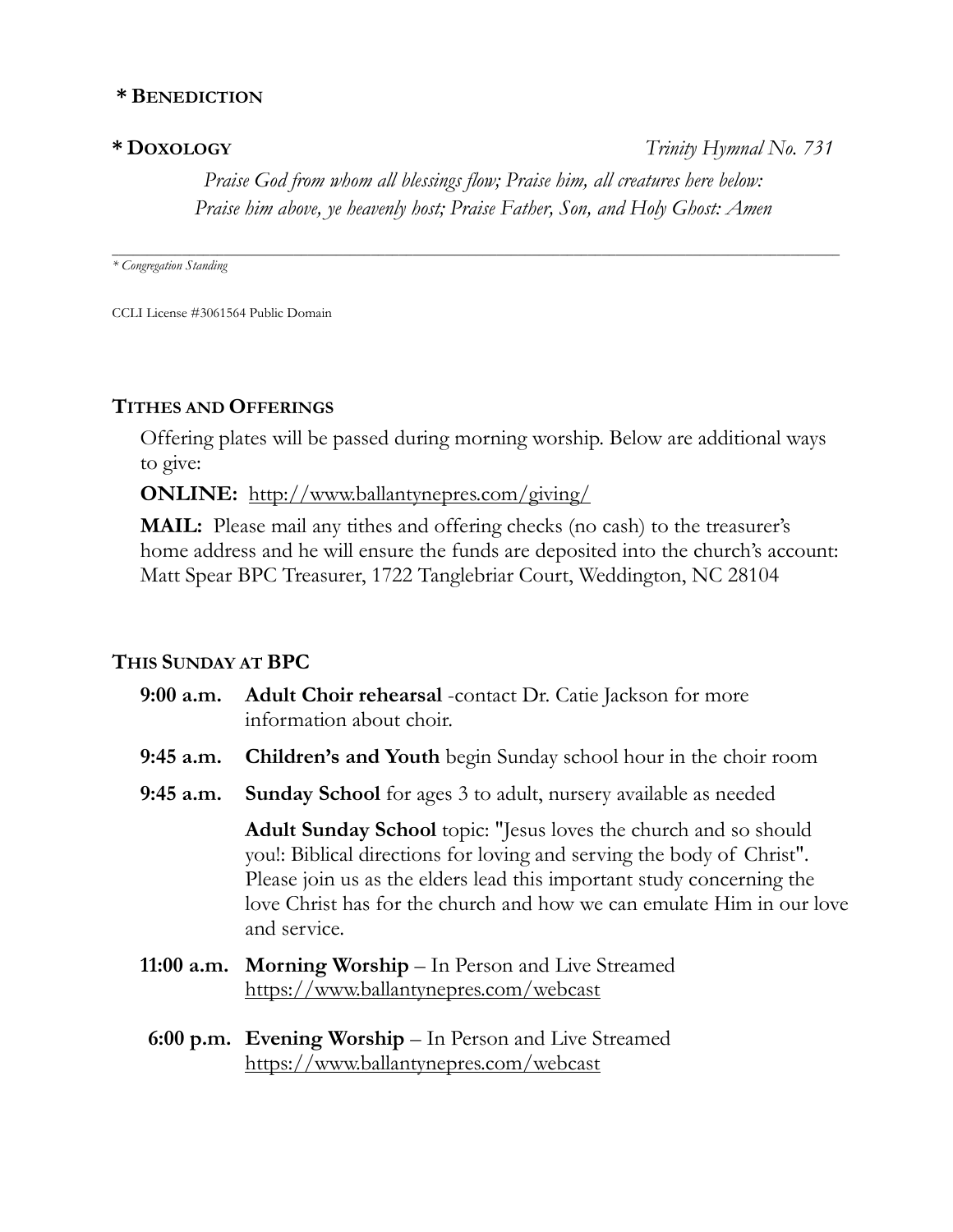**\* BENEDICTION**

**\* DOXOLOGY** *Trinity Hymnal No. 731*

*Praise God from whom all blessings flow; Praise him, all creatures here below:*
*Praise him above, ye heavenly host; Praise Father, Son, and Holy Ghost: Amen*

---

*\* Congregation Standing*

CCLI License #3061564 Public Domain

## TITHES AND OFFERINGS

Offering plates will be passed during morning worship. Below are additional ways to give:

**ONLINE:** http://www.ballantynepres.com/giving/

**MAIL:** Please mail any tithes and offering checks (no cash) to the treasurer's home address and he will ensure the funds are deposited into the church's account: Matt Spear BPC Treasurer, 1722 Tanglebriar Court, Weddington, NC 28104

## THIS SUNDAY AT BPC

**9:00 a.m.** **Adult Choir rehearsal** -contact Dr. Catie Jackson for more information about choir.

**9:45 a.m.** **Children's and Youth** begin Sunday school hour in the choir room

**9:45 a.m.** **Sunday School** for ages 3 to adult, nursery available as needed

**Adult Sunday School** topic: "Jesus loves the church and so should you!: Biblical directions for loving and serving the body of Christ". Please join us as the elders lead this important study concerning the love Christ has for the church and how we can emulate Him in our love and service.

**11:00 a.m.** **Morning Worship** – In Person and Live Streamed https://www.ballantynepres.com/webcast

**6:00 p.m.** **Evening Worship** – In Person and Live Streamed https://www.ballantynepres.com/webcast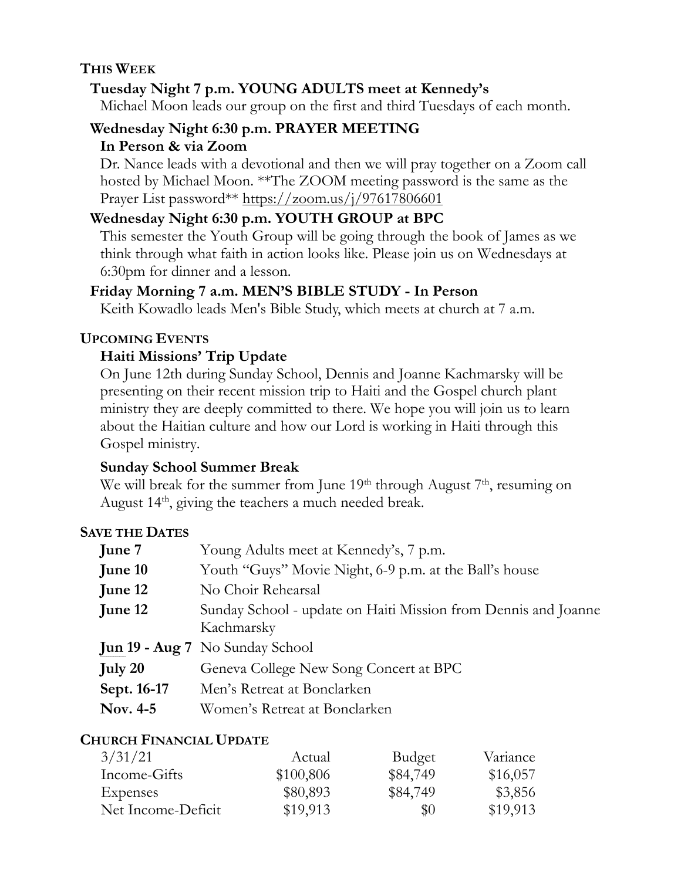## THIS WEEK

### Tuesday Night 7 p.m. YOUNG ADULTS meet at Kennedy's

Michael Moon leads our group on the first and third Tuesdays of each month.

### Wednesday Night 6:30 p.m. PRAYER MEETING In Person & via Zoom

Dr. Nance leads with a devotional and then we will pray together on a Zoom call hosted by Michael Moon. **The ZOOM meeting password is the same as the Prayer List password** https://zoom.us/j/97617806601

### Wednesday Night 6:30 p.m. YOUTH GROUP at BPC

This semester the Youth Group will be going through the book of James as we think through what faith in action looks like. Please join us on Wednesdays at 6:30pm for dinner and a lesson.

### Friday Morning 7 a.m. MEN'S BIBLE STUDY - In Person

Keith Kowadlo leads Men's Bible Study, which meets at church at 7 a.m.

## UPCOMING EVENTS

### Haiti Missions' Trip Update

On June 12th during Sunday School, Dennis and Joanne Kachmarsky will be presenting on their recent mission trip to Haiti and the Gospel church plant ministry they are deeply committed to there. We hope you will join us to learn about the Haitian culture and how our Lord is working in Haiti through this Gospel ministry.

### Sunday School Summer Break

We will break for the summer from June 19th through August 7th, resuming on August 14th, giving the teachers a much needed break.

## SAVE THE DATES

| | |
|---|---|
| **June 7** | Young Adults meet at Kennedy's, 7 p.m. |
| **June 10** | Youth "Guys" Movie Night, 6-9 p.m. at the Ball's house |
| **June 12** | No Choir Rehearsal |
| **June 12** | Sunday School - update on Haiti Mission from Dennis and Joanne Kachmarsky |
| **Jun 19 - Aug 7** | No Sunday School |
| **July 20** | Geneva College New Song Concert at BPC |
| **Sept. 16-17** | Men's Retreat at Bonclarken |
| **Nov. 4-5** | Women's Retreat at Bonclarken |

## CHURCH FINANCIAL UPDATE

| 3/31/21 | Actual | Budget | Variance |
|---|---|---|---|
| Income-Gifts | $100,806 | $84,749 | $16,057 |
| Expenses | $80,893 | $84,749 | $3,856 |
| Net Income-Deficit | $19,913 | $0 | $19,913 |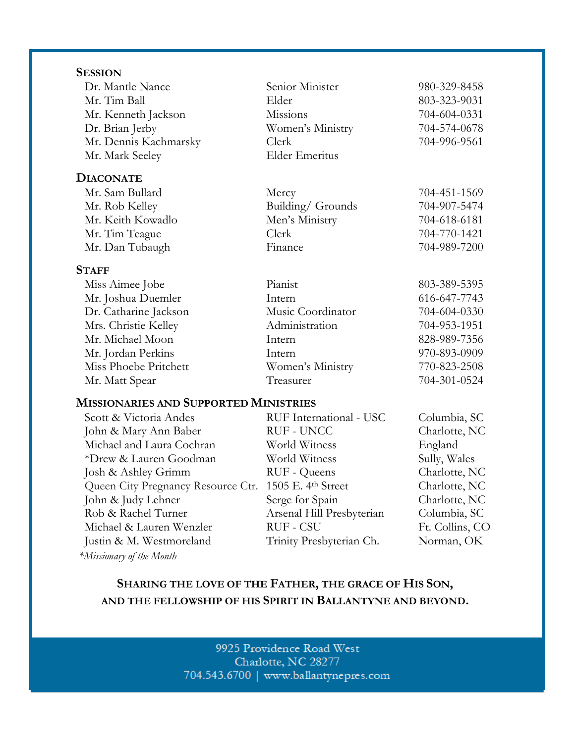## Session

| | | |
|---|---|---|
| Dr. Mantle Nance | Senior Minister | 980-329-8458 |
| Mr. Tim Ball | Elder | 803-323-9031 |
| Mr. Kenneth Jackson | Missions | 704-604-0331 |
| Dr. Brian Jerby | Women's Ministry | 704-574-0678 |
| Mr. Dennis Kachmarsky | Clerk | 704-996-9561 |
| Mr. Mark Seeley | Elder Emeritus | |

## Diaconate

| | | |
|---|---|---|
| Mr. Sam Bullard | Mercy | 704-451-1569 |
| Mr. Rob Kelley | Building/ Grounds | 704-907-5474 |
| Mr. Keith Kowadlo | Men's Ministry | 704-618-6181 |
| Mr. Tim Teague | Clerk | 704-770-1421 |
| Mr. Dan Tubaugh | Finance | 704-989-7200 |

## Staff

| | | |
|---|---|---|
| Miss Aimee Jobe | Pianist | 803-389-5395 |
| Mr. Joshua Duemler | Intern | 616-647-7743 |
| Dr. Catharine Jackson | Music Coordinator | 704-604-0330 |
| Mrs. Christie Kelley | Administration | 704-953-1951 |
| Mr. Michael Moon | Intern | 828-989-7356 |
| Mr. Jordan Perkins | Intern | 970-893-0909 |
| Miss Phoebe Pritchett | Women's Ministry | 770-823-2508 |
| Mr. Matt Spear | Treasurer | 704-301-0524 |

## Missionaries and Supported Ministries

| | | |
|---|---|---|
| Scott & Victoria Andes | RUF International - USC | Columbia, SC |
| John & Mary Ann Baber | RUF - UNCC | Charlotte, NC |
| Michael and Laura Cochran | World Witness | England |
| *Drew & Lauren Goodman | World Witness | Sully, Wales |
| Josh & Ashley Grimm | RUF - Queens | Charlotte, NC |
| Queen City Pregnancy Resource Ctr. | 1505 E. 4th Street | Charlotte, NC |
| John & Judy Lehner | Serge for Spain | Charlotte, NC |
| Rob & Rachel Turner | Arsenal Hill Presbyterian | Columbia, SC |
| Michael & Lauren Wenzler | RUF - CSU | Ft. Collins, CO |
| Justin & M. Westmoreland | Trinity Presbyterian Ch. | Norman, OK |

*\*Missionary of the Month*

**SHARING THE LOVE OF THE FATHER, THE GRACE OF HIS SON, AND THE FELLOWSHIP OF HIS SPIRIT IN BALLANTYNE AND BEYOND.**

9925 Providence Road West
Charlotte, NC 28277
704.543.6700 | www.ballantynepres.com